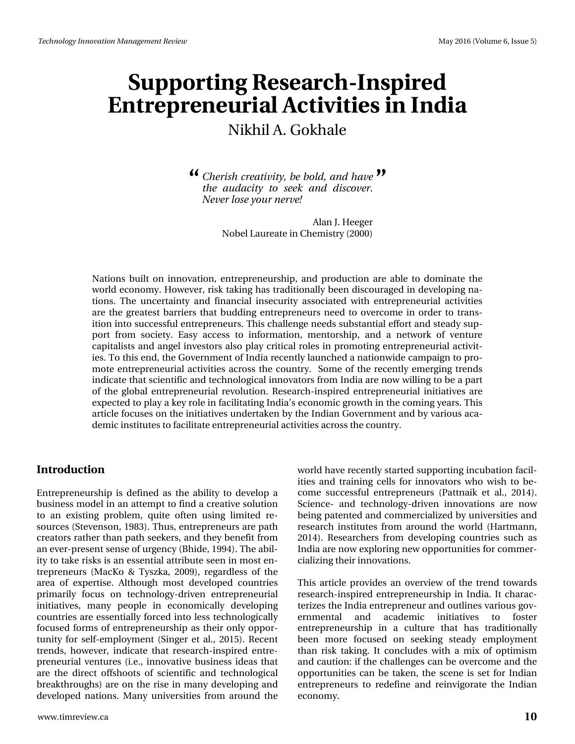# Supporting Research-Inspired Entrepreneurial Activities in India

Nikhil A. Gokhale

> *Cherish creativity, be bold, and have the audacity to seek and discover. Never lose your nerve!*
>
> Alan J. Heeger
> Nobel Laureate in Chemistry (2000)

Nations built on innovation, entrepreneurship, and production are able to dominate the world economy. However, risk taking has traditionally been discouraged in developing nations. The uncertainty and financial insecurity associated with entrepreneurial activities are the greatest barriers that budding entrepreneurs need to overcome in order to transition into successful entrepreneurs. This challenge needs substantial effort and steady support from society. Easy access to information, mentorship, and a network of venture capitalists and angel investors also play critical roles in promoting entrepreneurial activities. To this end, the Government of India recently launched a nationwide campaign to promote entrepreneurial activities across the country. Some of the recently emerging trends indicate that scientific and technological innovators from India are now willing to be a part of the global entrepreneurial revolution. Research-inspired entrepreneurial initiatives are expected to play a key role in facilitating India's economic growth in the coming years. This article focuses on the initiatives undertaken by the Indian Government and by various academic institutes to facilitate entrepreneurial activities across the country.

## Introduction

Entrepreneurship is defined as the ability to develop a business model in an attempt to find a creative solution to an existing problem, quite often using limited resources (Stevenson, 1983). Thus, entrepreneurs are path creators rather than path seekers, and they benefit from an ever-present sense of urgency (Bhide, 1994). The ability to take risks is an essential attribute seen in most entrepreneurs (MacKo & Tyszka, 2009), regardless of the area of expertise. Although most developed countries primarily focus on technology-driven entrepreneurial initiatives, many people in economically developing countries are essentially forced into less technologically focused forms of entrepreneurship as their only opportunity for self-employment (Singer et al., 2015). Recent trends, however, indicate that research-inspired entrepreneurial ventures (i.e., innovative business ideas that are the direct offshoots of scientific and technological breakthroughs) are on the rise in many developing and developed nations. Many universities from around the world have recently started supporting incubation facilities and training cells for innovators who wish to become successful entrepreneurs (Pattnaik et al., 2014). Science- and technology-driven innovations are now being patented and commercialized by universities and research institutes from around the world (Hartmann, 2014). Researchers from developing countries such as India are now exploring new opportunities for commercializing their innovations.

This article provides an overview of the trend towards research-inspired entrepreneurship in India. It characterizes the India entrepreneur and outlines various governmental and academic initiatives to foster entrepreneurship in a culture that has traditionally been more focused on seeking steady employment than risk taking. It concludes with a mix of optimism and caution: if the challenges can be overcome and the opportunities can be taken, the scene is set for Indian entrepreneurs to redefine and reinvigorate the Indian economy.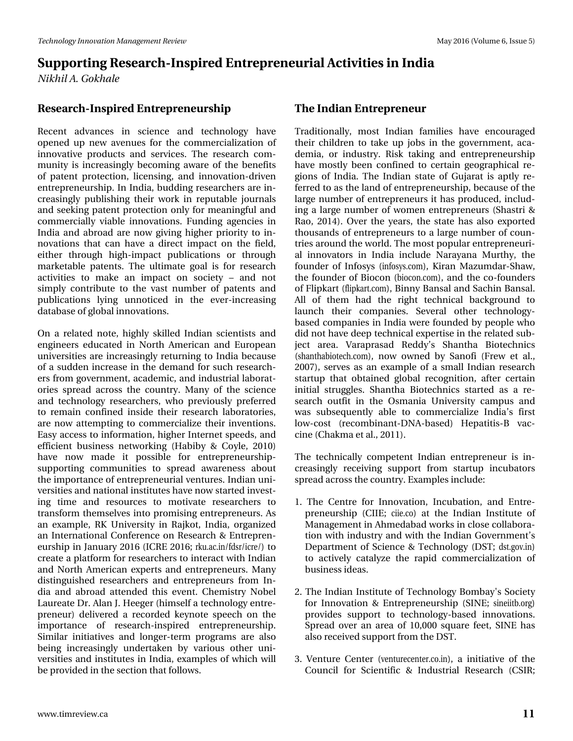# Supporting Research-Inspired Entrepreneurial Activities in India

*Nikhil A. Gokhale*

## Research-Inspired Entrepreneurship

Recent advances in science and technology have opened up new avenues for the commercialization of innovative products and services. The research community is increasingly becoming aware of the benefits of patent protection, licensing, and innovation-driven entrepreneurship. In India, budding researchers are increasingly publishing their work in reputable journals and seeking patent protection only for meaningful and commercially viable innovations. Funding agencies in India and abroad are now giving higher priority to innovations that can have a direct impact on the field, either through high-impact publications or through marketable patents. The ultimate goal is for research activities to make an impact on society – and not simply contribute to the vast number of patents and publications lying unnoticed in the ever-increasing database of global innovations.

On a related note, highly skilled Indian scientists and engineers educated in North American and European universities are increasingly returning to India because of a sudden increase in the demand for such researchers from government, academic, and industrial laboratories spread across the country. Many of the science and technology researchers, who previously preferred to remain confined inside their research laboratories, are now attempting to commercialize their inventions. Easy access to information, higher Internet speeds, and efficient business networking (Habiby & Coyle, 2010) have now made it possible for entrepreneurship-supporting communities to spread awareness about the importance of entrepreneurial ventures. Indian universities and national institutes have now started investing time and resources to motivate researchers to transform themselves into promising entrepreneurs. As an example, RK University in Rajkot, India, organized an International Conference on Research & Entrepreneurship in January 2016 (ICRE 2016; rku.ac.in/fdsr/icre/) to create a platform for researchers to interact with Indian and North American experts and entrepreneurs. Many distinguished researchers and entrepreneurs from India and abroad attended this event. Chemistry Nobel Laureate Dr. Alan J. Heeger (himself a technology entrepreneur) delivered a recorded keynote speech on the importance of research-inspired entrepreneurship. Similar initiatives and longer-term programs are also being increasingly undertaken by various other universities and institutes in India, examples of which will be provided in the section that follows.

## The Indian Entrepreneur

Traditionally, most Indian families have encouraged their children to take up jobs in the government, academia, or industry. Risk taking and entrepreneurship have mostly been confined to certain geographical regions of India. The Indian state of Gujarat is aptly referred to as the land of entrepreneurship, because of the large number of entrepreneurs it has produced, including a large number of women entrepreneurs (Shastri & Rao, 2014). Over the years, the state has also exported thousands of entrepreneurs to a large number of countries around the world. The most popular entrepreneurial innovators in India include Narayana Murthy, the founder of Infosys (infosys.com), Kiran Mazumdar-Shaw, the founder of Biocon (biocon.com), and the co-founders of Flipkart (flipkart.com), Binny Bansal and Sachin Bansal. All of them had the right technical background to launch their companies. Several other technology-based companies in India were founded by people who did not have deep technical expertise in the related subject area. Varaprasad Reddy's Shantha Biotechnics (shanthabiotech.com), now owned by Sanofi (Frew et al., 2007), serves as an example of a small Indian research startup that obtained global recognition, after certain initial struggles. Shantha Biotechnics started as a research outfit in the Osmania University campus and was subsequently able to commercialize India's first low-cost (recombinant-DNA-based) Hepatitis-B vaccine (Chakma et al., 2011).

The technically competent Indian entrepreneur is increasingly receiving support from startup incubators spread across the country. Examples include:

1. The Centre for Innovation, Incubation, and Entrepreneurship (CIIE; ciie.co) at the Indian Institute of Management in Ahmedabad works in close collaboration with industry and with the Indian Government's Department of Science & Technology (DST; dst.gov.in) to actively catalyze the rapid commercialization of business ideas.

2. The Indian Institute of Technology Bombay's Society for Innovation & Entrepreneurship (SINE; sineiitb.org) provides support to technology-based innovations. Spread over an area of 10,000 square feet, SINE has also received support from the DST.

3. Venture Center (venturecenter.co.in), a initiative of the Council for Scientific & Industrial Research (CSIR;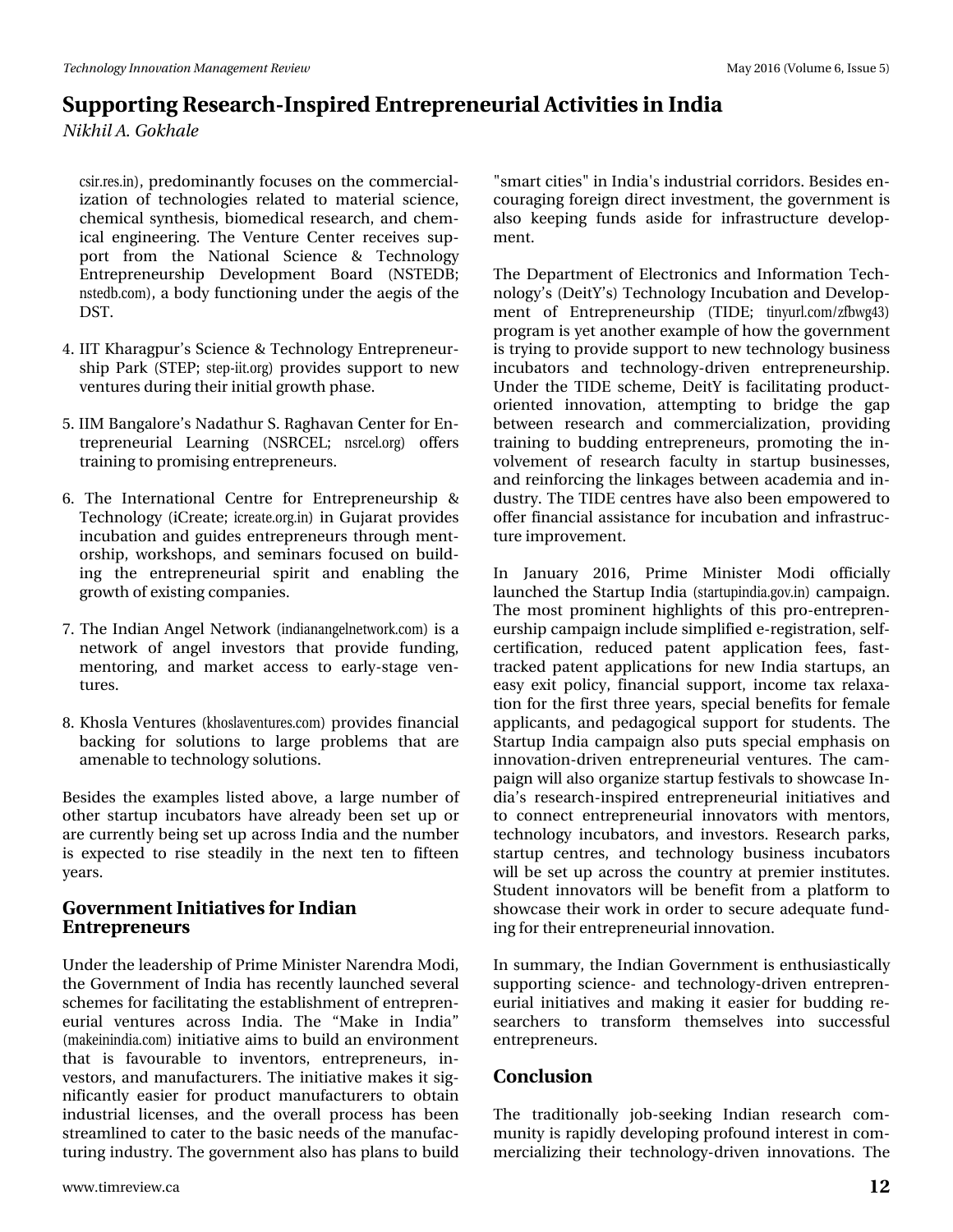csir.res.in), predominantly focuses on the commercialization of technologies related to material science, chemical synthesis, biomedical research, and chemical engineering. The Venture Center receives support from the National Science & Technology Entrepreneurship Development Board (NSTEDB; nstedb.com), a body functioning under the aegis of the DST.

4. IIT Kharagpur's Science & Technology Entrepreneurship Park (STEP; step-iit.org) provides support to new ventures during their initial growth phase.

5. IIM Bangalore's Nadathur S. Raghavan Center for Entrepreneurial Learning (NSRCEL; nsrcel.org) offers training to promising entrepreneurs.

6. The International Centre for Entrepreneurship & Technology (iCreate; icreate.org.in) in Gujarat provides incubation and guides entrepreneurs through mentorship, workshops, and seminars focused on building the entrepreneurial spirit and enabling the growth of existing companies.

7. The Indian Angel Network (indianangelnetwork.com) is a network of angel investors that provide funding, mentoring, and market access to early-stage ventures.

8. Khosla Ventures (khoslaventures.com) provides financial backing for solutions to large problems that are amenable to technology solutions.

Besides the examples listed above, a large number of other startup incubators have already been set up or are currently being set up across India and the number is expected to rise steadily in the next ten to fifteen years.

## Government Initiatives for Indian Entrepreneurs

Under the leadership of Prime Minister Narendra Modi, the Government of India has recently launched several schemes for facilitating the establishment of entrepreneurial ventures across India. The "Make in India" (makeinindia.com) initiative aims to build an environment that is favourable to inventors, entrepreneurs, investors, and manufacturers. The initiative makes it significantly easier for product manufacturers to obtain industrial licenses, and the overall process has been streamlined to cater to the basic needs of the manufacturing industry. The government also has plans to build "smart cities" in India's industrial corridors. Besides encouraging foreign direct investment, the government is also keeping funds aside for infrastructure development.

The Department of Electronics and Information Technology's (DeitY's) Technology Incubation and Development of Entrepreneurship (TIDE; tinyurl.com/zfbwg43) program is yet another example of how the government is trying to provide support to new technology business incubators and technology-driven entrepreneurship. Under the TIDE scheme, DeitY is facilitating product-oriented innovation, attempting to bridge the gap between research and commercialization, providing training to budding entrepreneurs, promoting the involvement of research faculty in startup businesses, and reinforcing the linkages between academia and industry. The TIDE centres have also been empowered to offer financial assistance for incubation and infrastructure improvement.

In January 2016, Prime Minister Modi officially launched the Startup India (startupindia.gov.in) campaign. The most prominent highlights of this pro-entrepreneurship campaign include simplified e-registration, self-certification, reduced patent application fees, fast-tracked patent applications for new India startups, an easy exit policy, financial support, income tax relaxation for the first three years, special benefits for female applicants, and pedagogical support for students. The Startup India campaign also puts special emphasis on innovation-driven entrepreneurial ventures. The campaign will also organize startup festivals to showcase India's research-inspired entrepreneurial initiatives and to connect entrepreneurial innovators with mentors, technology incubators, and investors. Research parks, startup centres, and technology business incubators will be set up across the country at premier institutes. Student innovators will be benefit from a platform to showcase their work in order to secure adequate funding for their entrepreneurial innovation.

In summary, the Indian Government is enthusiastically supporting science- and technology-driven entrepreneurial initiatives and making it easier for budding researchers to transform themselves into successful entrepreneurs.

## Conclusion

The traditionally job-seeking Indian research community is rapidly developing profound interest in commercializing their technology-driven innovations. The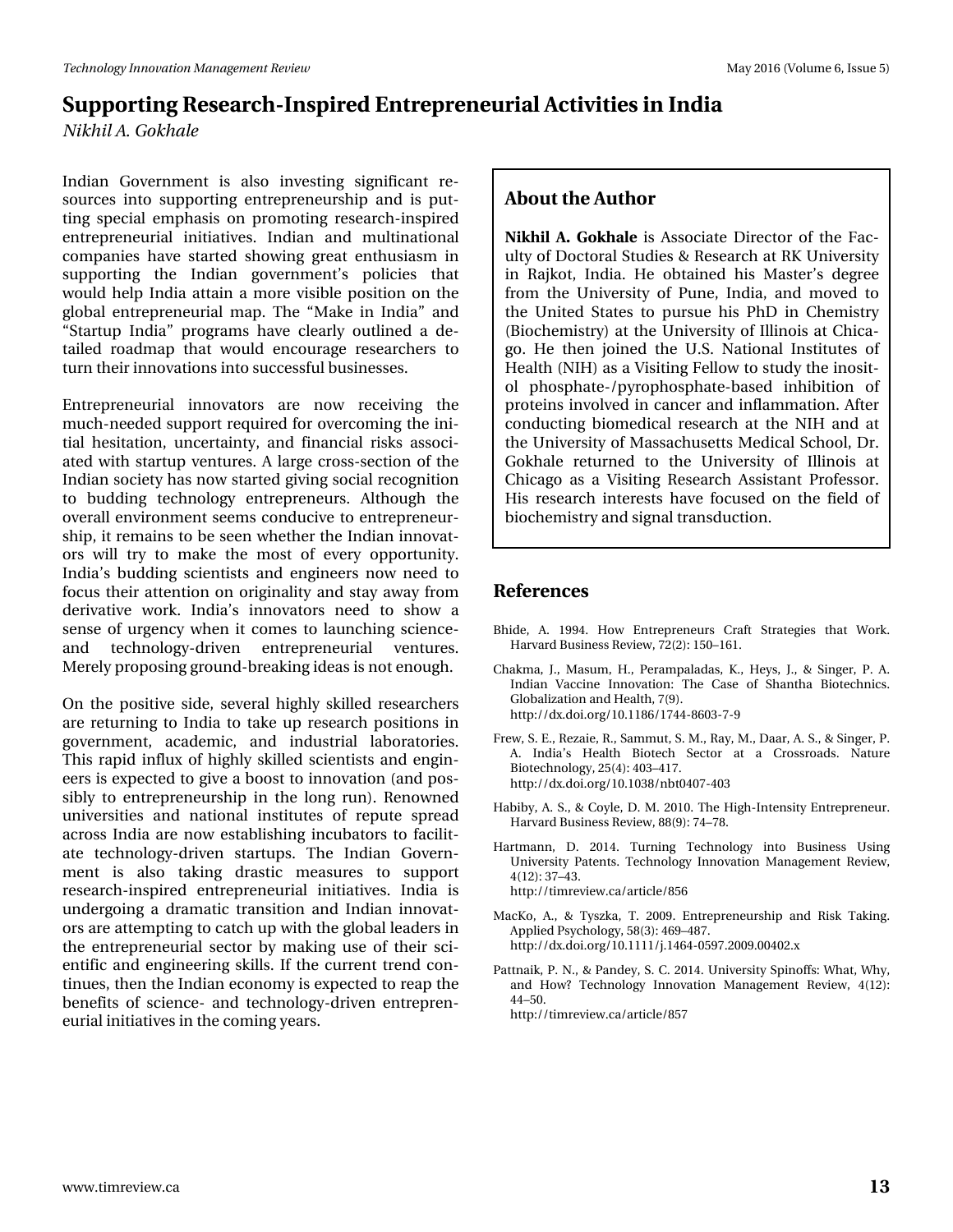Indian Government is also investing significant resources into supporting entrepreneurship and is putting special emphasis on promoting research-inspired entrepreneurial initiatives. Indian and multinational companies have started showing great enthusiasm in supporting the Indian government's policies that would help India attain a more visible position on the global entrepreneurial map. The "Make in India" and "Startup India" programs have clearly outlined a detailed roadmap that would encourage researchers to turn their innovations into successful businesses.

Entrepreneurial innovators are now receiving the much-needed support required for overcoming the initial hesitation, uncertainty, and financial risks associated with startup ventures. A large cross-section of the Indian society has now started giving social recognition to budding technology entrepreneurs. Although the overall environment seems conducive to entrepreneurship, it remains to be seen whether the Indian innovators will try to make the most of every opportunity. India's budding scientists and engineers now need to focus their attention on originality and stay away from derivative work. India's innovators need to show a sense of urgency when it comes to launching science- and technology-driven entrepreneurial ventures. Merely proposing ground-breaking ideas is not enough.

On the positive side, several highly skilled researchers are returning to India to take up research positions in government, academic, and industrial laboratories. This rapid influx of highly skilled scientists and engineers is expected to give a boost to innovation (and possibly to entrepreneurship in the long run). Renowned universities and national institutes of repute spread across India are now establishing incubators to facilitate technology-driven startups. The Indian Government is also taking drastic measures to support research-inspired entrepreneurial initiatives. India is undergoing a dramatic transition and Indian innovators are attempting to catch up with the global leaders in the entrepreneurial sector by making use of their scientific and engineering skills. If the current trend continues, then the Indian economy is expected to reap the benefits of science- and technology-driven entrepreneurial initiatives in the coming years.

## About the Author

**Nikhil A. Gokhale** is Associate Director of the Faculty of Doctoral Studies & Research at RK University in Rajkot, India. He obtained his Master's degree from the University of Pune, India, and moved to the United States to pursue his PhD in Chemistry (Biochemistry) at the University of Illinois at Chicago. He then joined the U.S. National Institutes of Health (NIH) as a Visiting Fellow to study the inositol phosphate-/pyrophosphate-based inhibition of proteins involved in cancer and inflammation. After conducting biomedical research at the NIH and at the University of Massachusetts Medical School, Dr. Gokhale returned to the University of Illinois at Chicago as a Visiting Research Assistant Professor. His research interests have focused on the field of biochemistry and signal transduction.

## References

Bhide, A. 1994. How Entrepreneurs Craft Strategies that Work. Harvard Business Review, 72(2): 150–161.

Chakma, J., Masum, H., Perampaladas, K., Heys, J., & Singer, P. A. Indian Vaccine Innovation: The Case of Shantha Biotechnics. Globalization and Health, 7(9). http://dx.doi.org/10.1186/1744-8603-7-9

Frew, S. E., Rezaie, R., Sammut, S. M., Ray, M., Daar, A. S., & Singer, P. A. India's Health Biotech Sector at a Crossroads. Nature Biotechnology, 25(4): 403–417. http://dx.doi.org/10.1038/nbt0407-403

Habiby, A. S., & Coyle, D. M. 2010. The High-Intensity Entrepreneur. Harvard Business Review, 88(9): 74–78.

Hartmann, D. 2014. Turning Technology into Business Using University Patents. Technology Innovation Management Review, 4(12): 37–43. http://timreview.ca/article/856

MacKo, A., & Tyszka, T. 2009. Entrepreneurship and Risk Taking. Applied Psychology, 58(3): 469–487. http://dx.doi.org/10.1111/j.1464-0597.2009.00402.x

Pattnaik, P. N., & Pandey, S. C. 2014. University Spinoffs: What, Why, and How? Technology Innovation Management Review, 4(12): 44–50. http://timreview.ca/article/857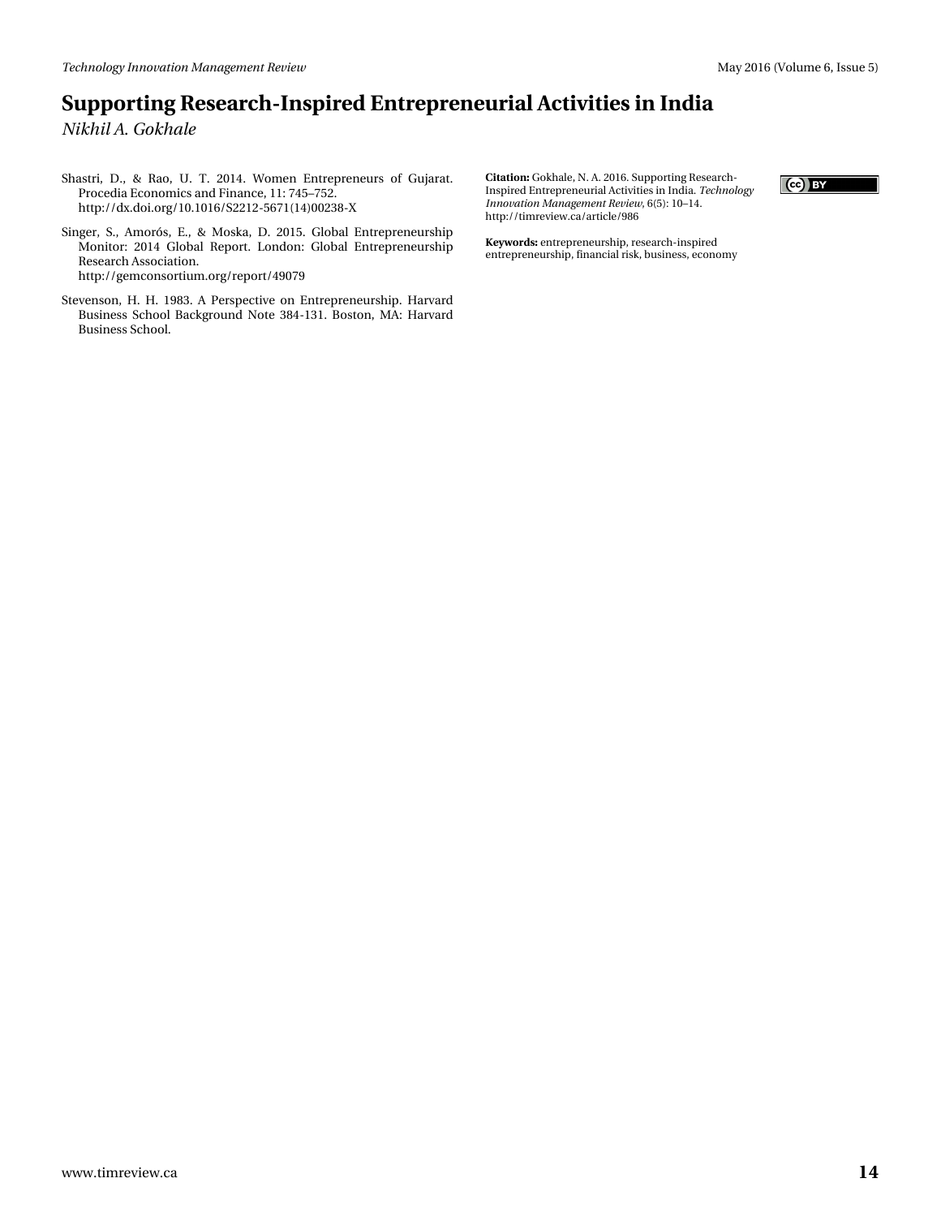Shastri, D., & Rao, U. T. 2014. Women Entrepreneurs of Gujarat. Procedia Economics and Finance, 11: 745–752. http://dx.doi.org/10.1016/S2212-5671(14)00238-X

Singer, S., Amorós, E., & Moska, D. 2015. Global Entrepreneurship Monitor: 2014 Global Report. London: Global Entrepreneurship Research Association. http://gemconsortium.org/report/49079

Stevenson, H. H. 1983. A Perspective on Entrepreneurship. Harvard Business School Background Note 384-131. Boston, MA: Harvard Business School.

**Citation:** Gokhale, N. A. 2016. Supporting Research-Inspired Entrepreneurial Activities in India. *Technology Innovation Management Review*, 6(5): 10–14. http://timreview.ca/article/986

**Keywords:** entrepreneurship, research-inspired entrepreneurship, financial risk, business, economy